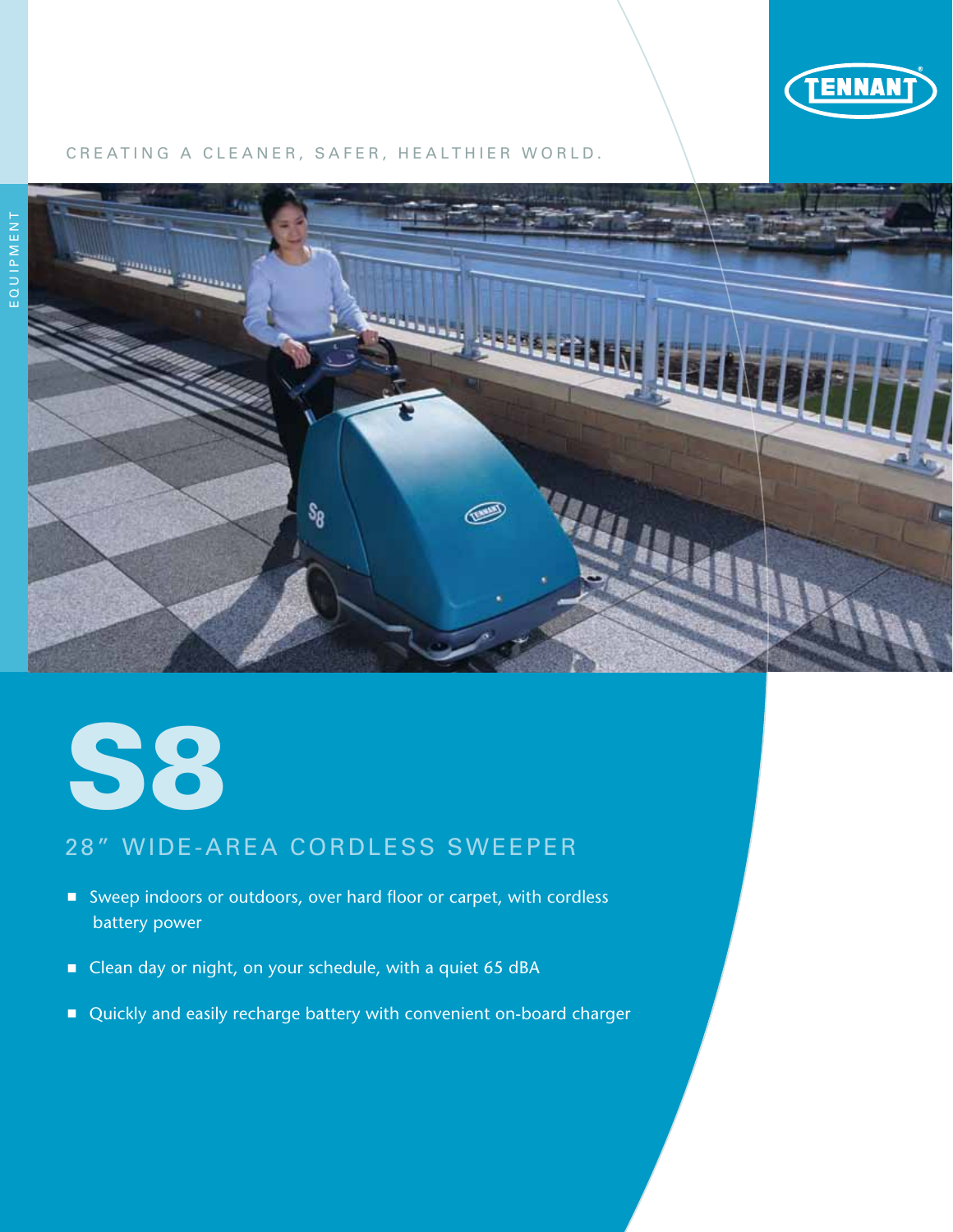TENNANT

CREATING A CLEANER, SAFER, HEALTHIER WORLD.

EQUIPMENT

# S8

## 28" WIDE-AREA CORDLESS SWEEPER

- Sweep indoors or outdoors, over hard floor or carpet, with cordless battery power
- Clean day or night, on your schedule, with a quiet 65 dBA
- Quickly and easily recharge battery with convenient on-board charger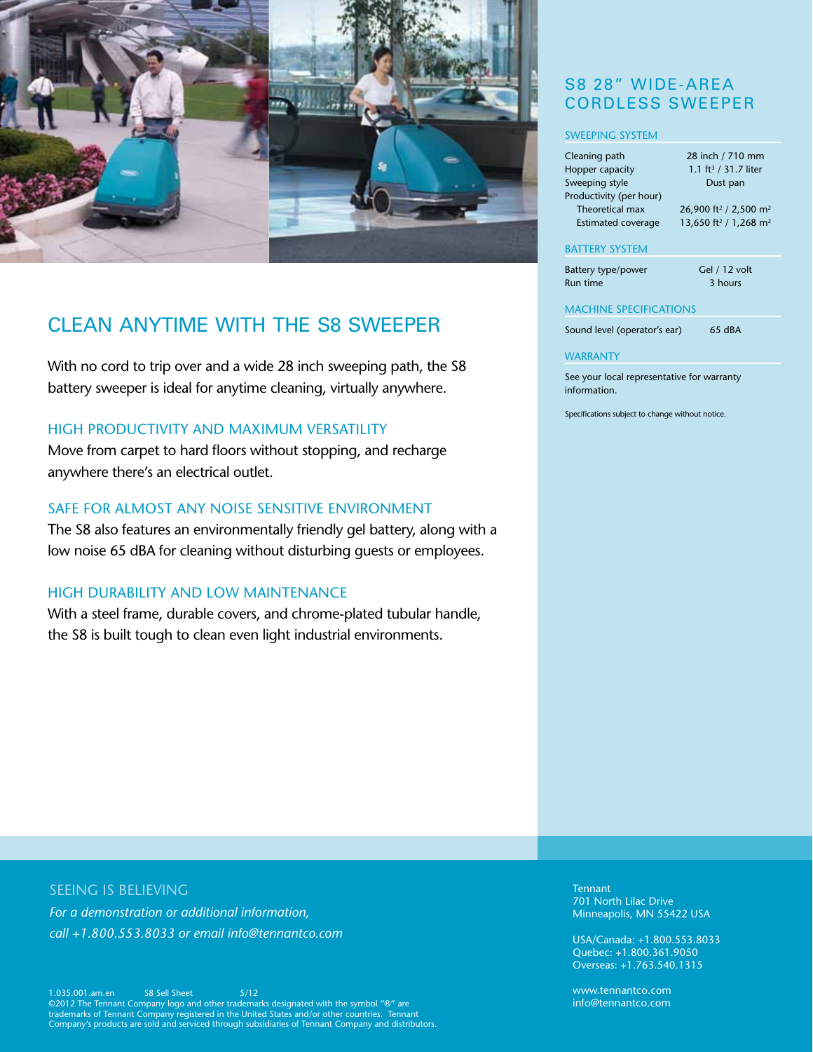## CLEAN ANYTIME WITH THE S8 SWEEPER

With no cord to trip over and a wide 28 inch sweeping path, the S8 battery sweeper is ideal for anytime cleaning, virtually anywhere.

### HIGH PRODUCTIVITY AND MAXIMUM VERSATILITY

Move from carpet to hard floors without stopping, and recharge anywhere there's an electrical outlet.

### SAFE FOR ALMOST ANY NOISE SENSITIVE ENVIRONMENT

The S8 also features an environmentally friendly gel battery, along with a low noise 65 dBA for cleaning without disturbing guests or employees.

### HIGH DURABILITY AND LOW MAINTENANCE

With a steel frame, durable covers, and chrome-plated tubular handle, the S8 is built tough to clean even light industrial environments.

## S8 28" WIDE-AREA CORDLESS SWEEPER

### SWEEPING SYSTEM

| | |
|---|---|
| Cleaning path | 28 inch / 710 mm |
| Hopper capacity | 1.1 ft³ / 31.7 liter |
| Sweeping style | Dust pan |
| Productivity (per hour) | |
| Theoretical max | 26,900 ft² / 2,500 m² |
| Estimated coverage | 13,650 ft² / 1,268 m² |

### BATTERY SYSTEM

| | |
|---|---|
| Battery type/power | Gel / 12 volt |
| Run time | 3 hours |

### MACHINE SPECIFICATIONS

| | |
|---|---|
| Sound level (operator's ear) | 65 dBA |

### WARRANTY

See your local representative for warranty information.

Specifications subject to change without notice.

### SEEING IS BELIEVING

*For a demonstration or additional information, call +1.800.553.8033 or email info@tennantco.com*

1.035.001.am.en S8 Sell Sheet 5/12
©2012 The Tennant Company logo and other trademarks designated with the symbol "®" are trademarks of Tennant Company registered in the United States and/or other countries. Tennant Company's products are sold and serviced through subsidiaries of Tennant Company and distributors.

Tennant
701 North Lilac Drive
Minneapolis, MN 55422 USA

USA/Canada: +1.800.553.8033
Quebec: +1.800.361.9050
Overseas: +1.763.540.1315

www.tennantco.com
info@tennantco.com